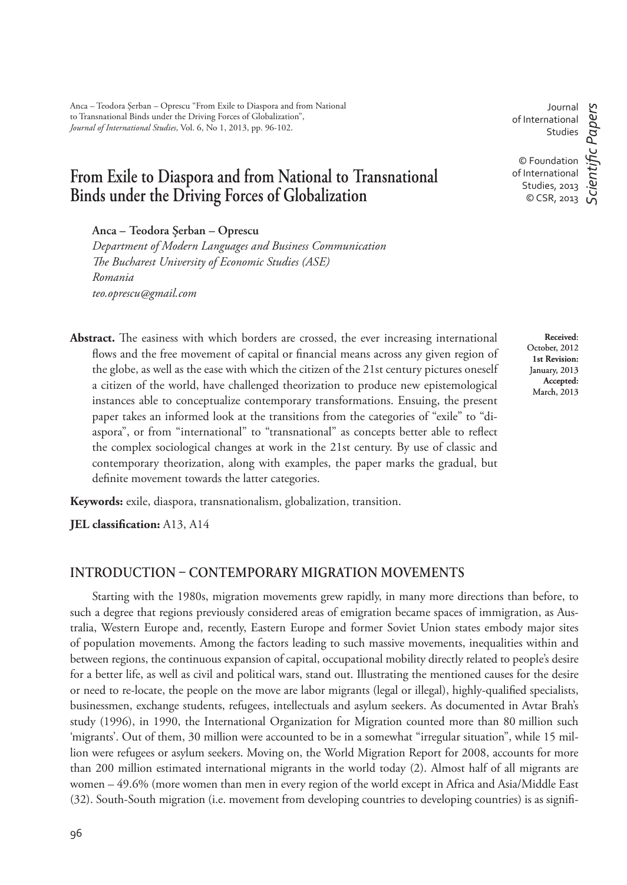Anca – Teodora Şerban – Oprescu "From Exile to Diaspora and from National to Transnational Binds under the Driving Forces of Globalization", *Journal of International Studies*, Vol. 6, No 1, 2013, pp. 96-102.

Journal of International Studies

© Foundation of International Studies, 2013
© CSR, 2013

*Scientific Papers*

# From Exile to Diaspora and from National to Transnational Binds under the Driving Forces of Globalization

**Anca – Teodora Şerban – Oprescu**
*Department of Modern Languages and Business Communication*
*The Bucharest University of Economic Studies (ASE)*
*Romania*
*teo.oprescu@gmail.com*

**Received**: October, 2012
**1st Revision:** January, 2013
**Accepted:** March, 2013

**Abstract.** The easiness with which borders are crossed, the ever increasing international flows and the free movement of capital or financial means across any given region of the globe, as well as the ease with which the citizen of the 21st century pictures oneself a citizen of the world, have challenged theorization to produce new epistemological instances able to conceptualize contemporary transformations. Ensuing, the present paper takes an informed look at the transitions from the categories of "exile" to "diaspora", or from "international" to "transnational" as concepts better able to reflect the complex sociological changes at work in the 21st century. By use of classic and contemporary theorization, along with examples, the paper marks the gradual, but definite movement towards the latter categories.

**Keywords:** exile, diaspora, transnationalism, globalization, transition.

**JEL classification:** A13, A14

## INTRODUCTION – CONTEMPORARY MIGRATION MOVEMENTS

Starting with the 1980s, migration movements grew rapidly, in many more directions than before, to such a degree that regions previously considered areas of emigration became spaces of immigration, as Australia, Western Europe and, recently, Eastern Europe and former Soviet Union states embody major sites of population movements. Among the factors leading to such massive movements, inequalities within and between regions, the continuous expansion of capital, occupational mobility directly related to people's desire for a better life, as well as civil and political wars, stand out. Illustrating the mentioned causes for the desire or need to re-locate, the people on the move are labor migrants (legal or illegal), highly-qualified specialists, businessmen, exchange students, refugees, intellectuals and asylum seekers. As documented in Avtar Brah's study (1996), in 1990, the International Organization for Migration counted more than 80 million such 'migrants'. Out of them, 30 million were accounted to be in a somewhat "irregular situation", while 15 million were refugees or asylum seekers. Moving on, the World Migration Report for 2008, accounts for more than 200 million estimated international migrants in the world today (2). Almost half of all migrants are women – 49.6% (more women than men in every region of the world except in Africa and Asia/Middle East (32). South-South migration (i.e. movement from developing countries to developing countries) is as signifi-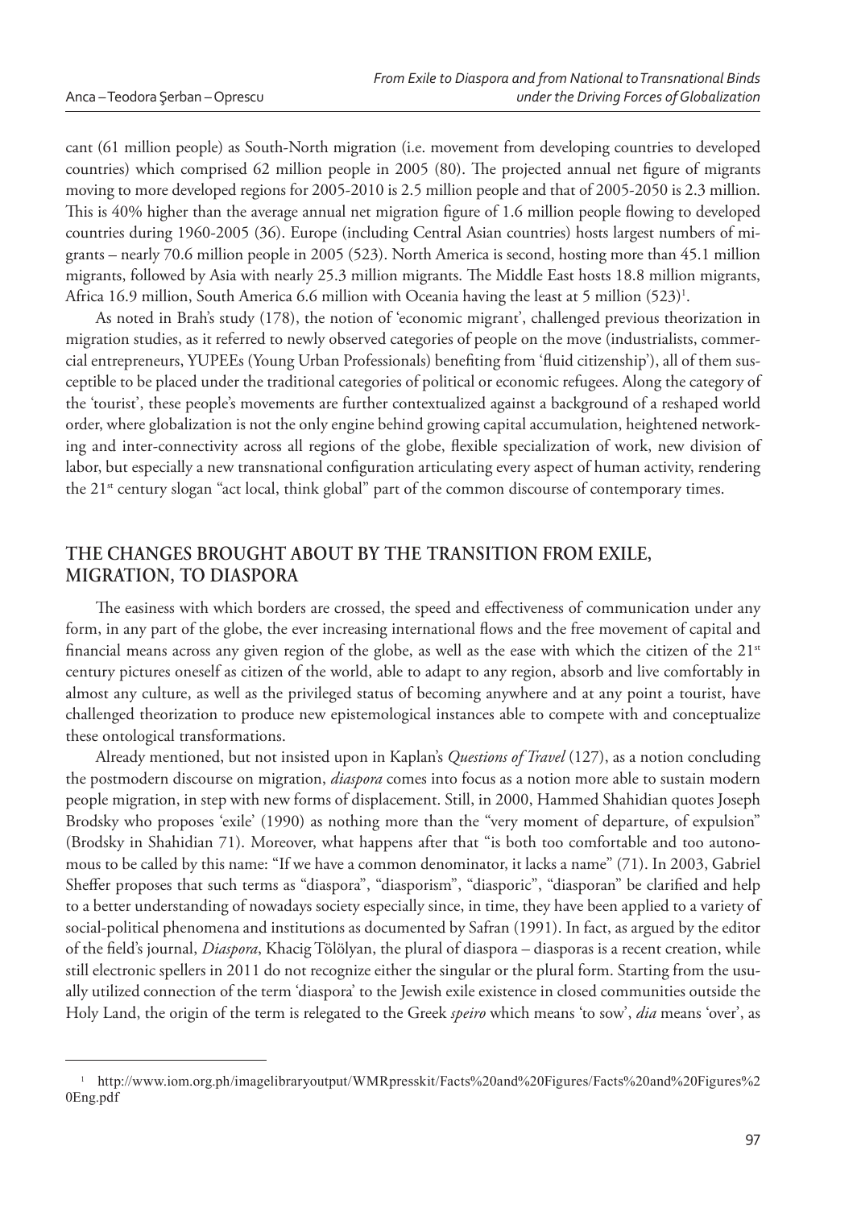cant (61 million people) as South-North migration (i.e. movement from developing countries to developed countries) which comprised 62 million people in 2005 (80). The projected annual net figure of migrants moving to more developed regions for 2005-2010 is 2.5 million people and that of 2005-2050 is 2.3 million. This is 40% higher than the average annual net migration figure of 1.6 million people flowing to developed countries during 1960-2005 (36). Europe (including Central Asian countries) hosts largest numbers of migrants – nearly 70.6 million people in 2005 (523). North America is second, hosting more than 45.1 million migrants, followed by Asia with nearly 25.3 million migrants. The Middle East hosts 18.8 million migrants, Africa 16.9 million, South America 6.6 million with Oceania having the least at 5 million (523)[1].

As noted in Brah's study (178), the notion of 'economic migrant', challenged previous theorization in migration studies, as it referred to newly observed categories of people on the move (industrialists, commercial entrepreneurs, YUPEEs (Young Urban Professionals) benefiting from 'fluid citizenship'), all of them susceptible to be placed under the traditional categories of political or economic refugees. Along the category of the 'tourist', these people's movements are further contextualized against a background of a reshaped world order, where globalization is not the only engine behind growing capital accumulation, heightened networking and inter-connectivity across all regions of the globe, flexible specialization of work, new division of labor, but especially a new transnational configuration articulating every aspect of human activity, rendering the 21st century slogan "act local, think global" part of the common discourse of contemporary times.

## THE CHANGES BROUGHT ABOUT BY THE TRANSITION FROM EXILE, MIGRATION, TO DIASPORA

The easiness with which borders are crossed, the speed and effectiveness of communication under any form, in any part of the globe, the ever increasing international flows and the free movement of capital and financial means across any given region of the globe, as well as the ease with which the citizen of the 21st century pictures oneself as citizen of the world, able to adapt to any region, absorb and live comfortably in almost any culture, as well as the privileged status of becoming anywhere and at any point a tourist, have challenged theorization to produce new epistemological instances able to compete with and conceptualize these ontological transformations.

Already mentioned, but not insisted upon in Kaplan's *Questions of Travel* (127), as a notion concluding the postmodern discourse on migration, *diaspora* comes into focus as a notion more able to sustain modern people migration, in step with new forms of displacement. Still, in 2000, Hammed Shahidian quotes Joseph Brodsky who proposes 'exile' (1990) as nothing more than the "very moment of departure, of expulsion" (Brodsky in Shahidian 71). Moreover, what happens after that "is both too comfortable and too autonomous to be called by this name: "If we have a common denominator, it lacks a name" (71). In 2003, Gabriel Sheffer proposes that such terms as "diaspora", "diasporism", "diasporic", "diasporan" be clarified and help to a better understanding of nowadays society especially since, in time, they have been applied to a variety of social-political phenomena and institutions as documented by Safran (1991). In fact, as argued by the editor of the field's journal, *Diaspora*, Khacig Tölölyan, the plural of diaspora – diasporas is a recent creation, while still electronic spellers in 2011 do not recognize either the singular or the plural form. Starting from the usually utilized connection of the term 'diaspora' to the Jewish exile existence in closed communities outside the Holy Land, the origin of the term is relegated to the Greek *speiro* which means 'to sow', *dia* means 'over', as

---

[1] http://www.iom.org.ph/imagelibraryoutput/WMRpresskit/Facts%20and%20Figures/Facts%20and%20Figures%20Eng.pdf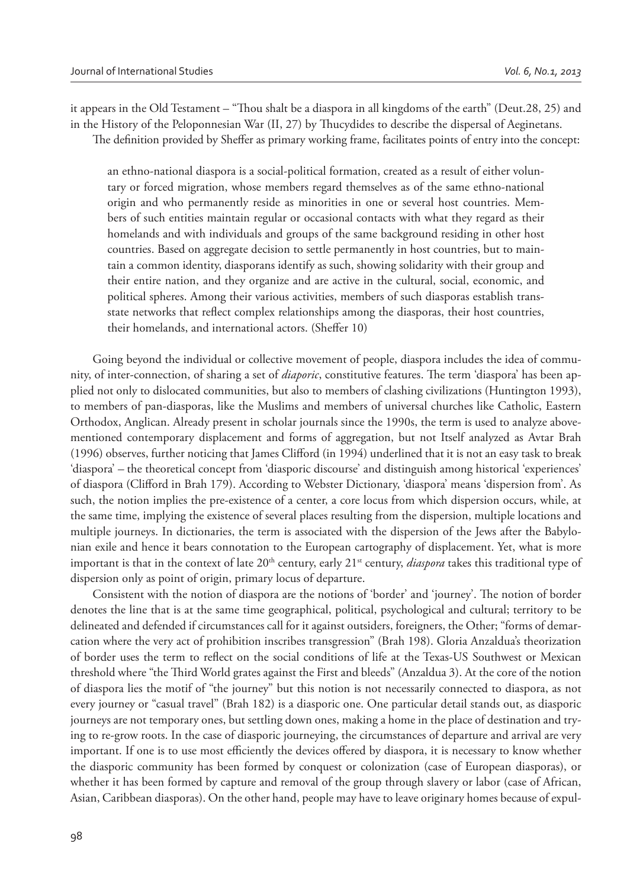it appears in the Old Testament – "Thou shalt be a diaspora in all kingdoms of the earth" (Deut.28, 25) and in the History of the Peloponnesian War (II, 27) by Thucydides to describe the dispersal of Aeginetans.

The definition provided by Sheffer as primary working frame, facilitates points of entry into the concept:

> an ethno-national diaspora is a social-political formation, created as a result of either voluntary or forced migration, whose members regard themselves as of the same ethno-national origin and who permanently reside as minorities in one or several host countries. Members of such entities maintain regular or occasional contacts with what they regard as their homelands and with individuals and groups of the same background residing in other host countries. Based on aggregate decision to settle permanently in host countries, but to maintain a common identity, diasporans identify as such, showing solidarity with their group and their entire nation, and they organize and are active in the cultural, social, economic, and political spheres. Among their various activities, members of such diasporas establish trans-state networks that reflect complex relationships among the diasporas, their host countries, their homelands, and international actors. (Sheffer 10)

Going beyond the individual or collective movement of people, diaspora includes the idea of community, of inter-connection, of sharing a set of *diaporic*, constitutive features. The term 'diaspora' has been applied not only to dislocated communities, but also to members of clashing civilizations (Huntington 1993), to members of pan-diasporas, like the Muslims and members of universal churches like Catholic, Eastern Orthodox, Anglican. Already present in scholar journals since the 1990s, the term is used to analyze above-mentioned contemporary displacement and forms of aggregation, but not Itself analyzed as Avtar Brah (1996) observes, further noticing that James Clifford (in 1994) underlined that it is not an easy task to break 'diaspora' – the theoretical concept from 'diasporic discourse' and distinguish among historical 'experiences' of diaspora (Clifford in Brah 179). According to Webster Dictionary, 'diaspora' means 'dispersion from'. As such, the notion implies the pre-existence of a center, a core locus from which dispersion occurs, while, at the same time, implying the existence of several places resulting from the dispersion, multiple locations and multiple journeys. In dictionaries, the term is associated with the dispersion of the Jews after the Babylonian exile and hence it bears connotation to the European cartography of displacement. Yet, what is more important is that in the context of late 20th century, early 21st century, *diaspora* takes this traditional type of dispersion only as point of origin, primary locus of departure.

Consistent with the notion of diaspora are the notions of 'border' and 'journey'. The notion of border denotes the line that is at the same time geographical, political, psychological and cultural; territory to be delineated and defended if circumstances call for it against outsiders, foreigners, the Other; "forms of demarcation where the very act of prohibition inscribes transgression" (Brah 198). Gloria Anzaldua's theorization of border uses the term to reflect on the social conditions of life at the Texas-US Southwest or Mexican threshold where "the Third World grates against the First and bleeds" (Anzaldua 3). At the core of the notion of diaspora lies the motif of "the journey" but this notion is not necessarily connected to diaspora, as not every journey or "casual travel" (Brah 182) is a diasporic one. One particular detail stands out, as diasporic journeys are not temporary ones, but settling down ones, making a home in the place of destination and trying to re-grow roots. In the case of diasporic journeying, the circumstances of departure and arrival are very important. If one is to use most efficiently the devices offered by diaspora, it is necessary to know whether the diasporic community has been formed by conquest or colonization (case of European diasporas), or whether it has been formed by capture and removal of the group through slavery or labor (case of African, Asian, Caribbean diasporas). On the other hand, people may have to leave originary homes because of expul-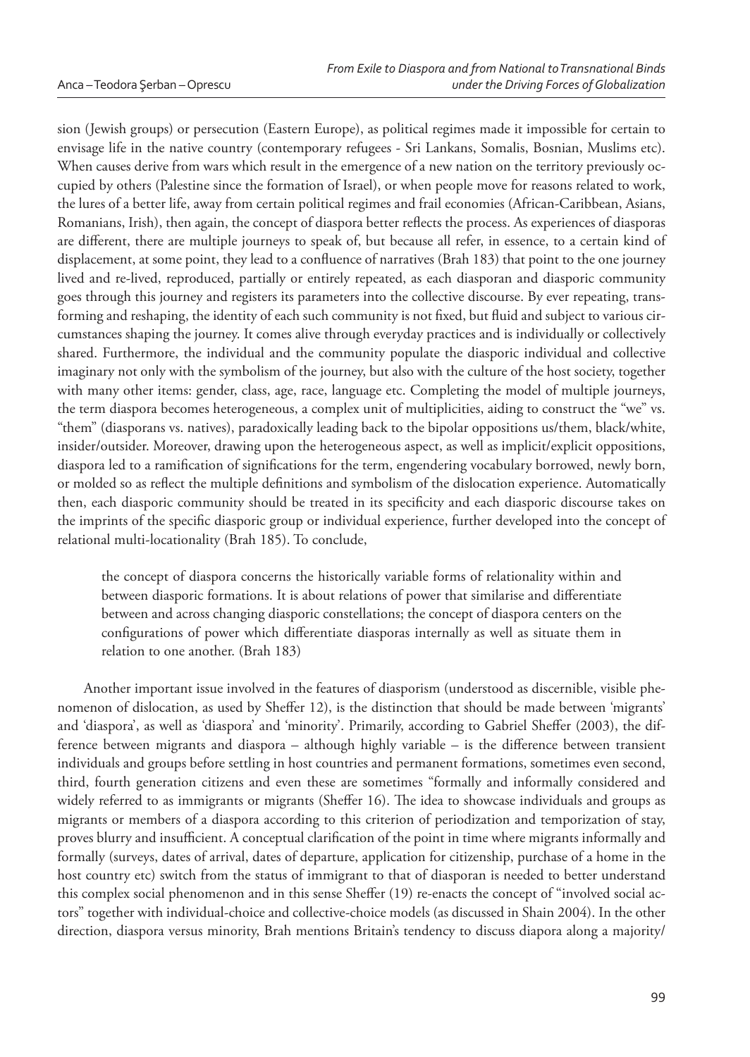sion (Jewish groups) or persecution (Eastern Europe), as political regimes made it impossible for certain to envisage life in the native country (contemporary refugees - Sri Lankans, Somalis, Bosnian, Muslims etc). When causes derive from wars which result in the emergence of a new nation on the territory previously occupied by others (Palestine since the formation of Israel), or when people move for reasons related to work, the lures of a better life, away from certain political regimes and frail economies (African-Caribbean, Asians, Romanians, Irish), then again, the concept of diaspora better reflects the process. As experiences of diasporas are different, there are multiple journeys to speak of, but because all refer, in essence, to a certain kind of displacement, at some point, they lead to a confluence of narratives (Brah 183) that point to the one journey lived and re-lived, reproduced, partially or entirely repeated, as each diasporan and diasporic community goes through this journey and registers its parameters into the collective discourse. By ever repeating, transforming and reshaping, the identity of each such community is not fixed, but fluid and subject to various circumstances shaping the journey. It comes alive through everyday practices and is individually or collectively shared. Furthermore, the individual and the community populate the diasporic individual and collective imaginary not only with the symbolism of the journey, but also with the culture of the host society, together with many other items: gender, class, age, race, language etc. Completing the model of multiple journeys, the term diaspora becomes heterogeneous, a complex unit of multiplicities, aiding to construct the "we" vs. "them" (diasporans vs. natives), paradoxically leading back to the bipolar oppositions us/them, black/white, insider/outsider. Moreover, drawing upon the heterogeneous aspect, as well as implicit/explicit oppositions, diaspora led to a ramification of significations for the term, engendering vocabulary borrowed, newly born, or molded so as reflect the multiple definitions and symbolism of the dislocation experience. Automatically then, each diasporic community should be treated in its specificity and each diasporic discourse takes on the imprints of the specific diasporic group or individual experience, further developed into the concept of relational multi-locationality (Brah 185). To conclude,

> the concept of diaspora concerns the historically variable forms of relationality within and between diasporic formations. It is about relations of power that similarise and differentiate between and across changing diasporic constellations; the concept of diaspora centers on the configurations of power which differentiate diasporas internally as well as situate them in relation to one another. (Brah 183)

Another important issue involved in the features of diasporism (understood as discernible, visible phenomenon of dislocation, as used by Sheffer 12), is the distinction that should be made between 'migrants' and 'diaspora', as well as 'diaspora' and 'minority'. Primarily, according to Gabriel Sheffer (2003), the difference between migrants and diaspora – although highly variable – is the difference between transient individuals and groups before settling in host countries and permanent formations, sometimes even second, third, fourth generation citizens and even these are sometimes "formally and informally considered and widely referred to as immigrants or migrants (Sheffer 16). The idea to showcase individuals and groups as migrants or members of a diaspora according to this criterion of periodization and temporization of stay, proves blurry and insufficient. A conceptual clarification of the point in time where migrants informally and formally (surveys, dates of arrival, dates of departure, application for citizenship, purchase of a home in the host country etc) switch from the status of immigrant to that of diasporan is needed to better understand this complex social phenomenon and in this sense Sheffer (19) re-enacts the concept of "involved social actors" together with individual-choice and collective-choice models (as discussed in Shain 2004). In the other direction, diaspora versus minority, Brah mentions Britain's tendency to discuss diapora along a majority/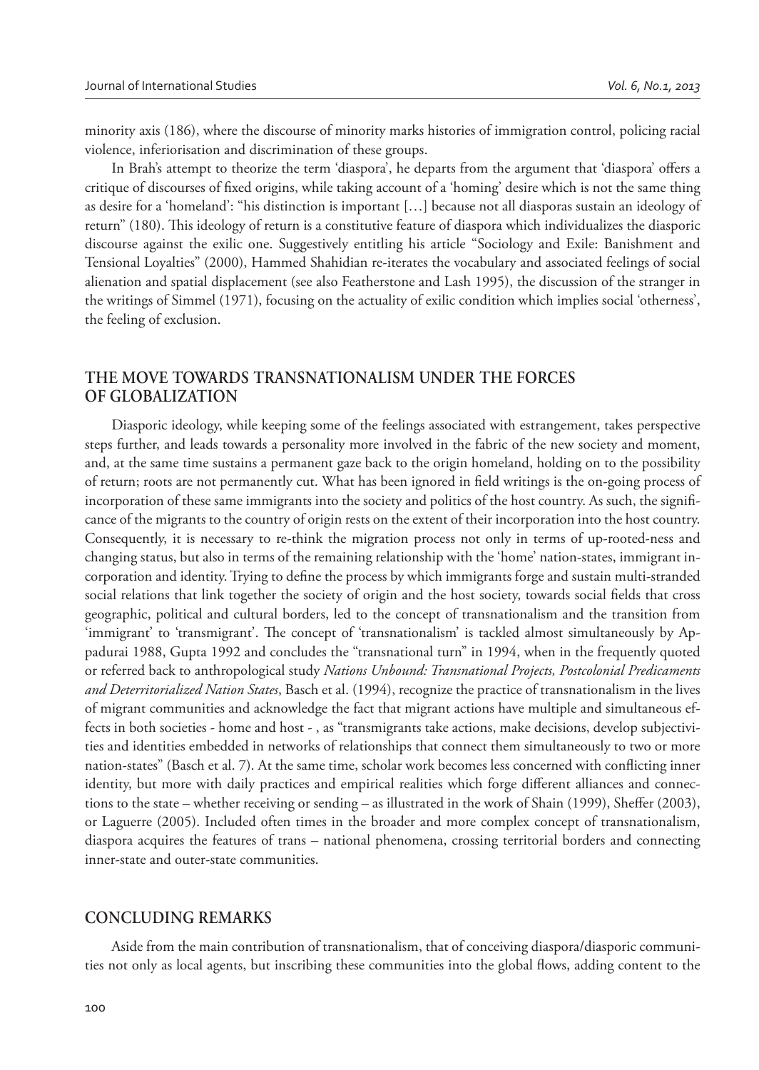minority axis (186), where the discourse of minority marks histories of immigration control, policing racial violence, inferiorisation and discrimination of these groups.

In Brah's attempt to theorize the term 'diaspora', he departs from the argument that 'diaspora' offers a critique of discourses of fixed origins, while taking account of a 'homing' desire which is not the same thing as desire for a 'homeland': "his distinction is important […] because not all diasporas sustain an ideology of return" (180). This ideology of return is a constitutive feature of diaspora which individualizes the diasporic discourse against the exilic one. Suggestively entitling his article "Sociology and Exile: Banishment and Tensional Loyalties" (2000), Hammed Shahidian re-iterates the vocabulary and associated feelings of social alienation and spatial displacement (see also Featherstone and Lash 1995), the discussion of the stranger in the writings of Simmel (1971), focusing on the actuality of exilic condition which implies social 'otherness', the feeling of exclusion.

## THE MOVE TOWARDS TRANSNATIONALISM UNDER THE FORCES OF GLOBALIZATION

Diasporic ideology, while keeping some of the feelings associated with estrangement, takes perspective steps further, and leads towards a personality more involved in the fabric of the new society and moment, and, at the same time sustains a permanent gaze back to the origin homeland, holding on to the possibility of return; roots are not permanently cut. What has been ignored in field writings is the on-going process of incorporation of these same immigrants into the society and politics of the host country. As such, the significance of the migrants to the country of origin rests on the extent of their incorporation into the host country. Consequently, it is necessary to re-think the migration process not only in terms of up-rooted-ness and changing status, but also in terms of the remaining relationship with the 'home' nation-states, immigrant incorporation and identity. Trying to define the process by which immigrants forge and sustain multi-stranded social relations that link together the society of origin and the host society, towards social fields that cross geographic, political and cultural borders, led to the concept of transnationalism and the transition from 'immigrant' to 'transmigrant'. The concept of 'transnationalism' is tackled almost simultaneously by Appadurai 1988, Gupta 1992 and concludes the "transnational turn" in 1994, when in the frequently quoted or referred back to anthropological study *Nations Unbound: Transnational Projects, Postcolonial Predicaments and Deterritorialized Nation States*, Basch et al. (1994), recognize the practice of transnationalism in the lives of migrant communities and acknowledge the fact that migrant actions have multiple and simultaneous effects in both societies - home and host - , as "transmigrants take actions, make decisions, develop subjectivities and identities embedded in networks of relationships that connect them simultaneously to two or more nation-states" (Basch et al. 7). At the same time, scholar work becomes less concerned with conflicting inner identity, but more with daily practices and empirical realities which forge different alliances and connections to the state – whether receiving or sending – as illustrated in the work of Shain (1999), Sheffer (2003), or Laguerre (2005). Included often times in the broader and more complex concept of transnationalism, diaspora acquires the features of trans – national phenomena, crossing territorial borders and connecting inner-state and outer-state communities.

## CONCLUDING REMARKS

Aside from the main contribution of transnationalism, that of conceiving diaspora/diasporic communities not only as local agents, but inscribing these communities into the global flows, adding content to the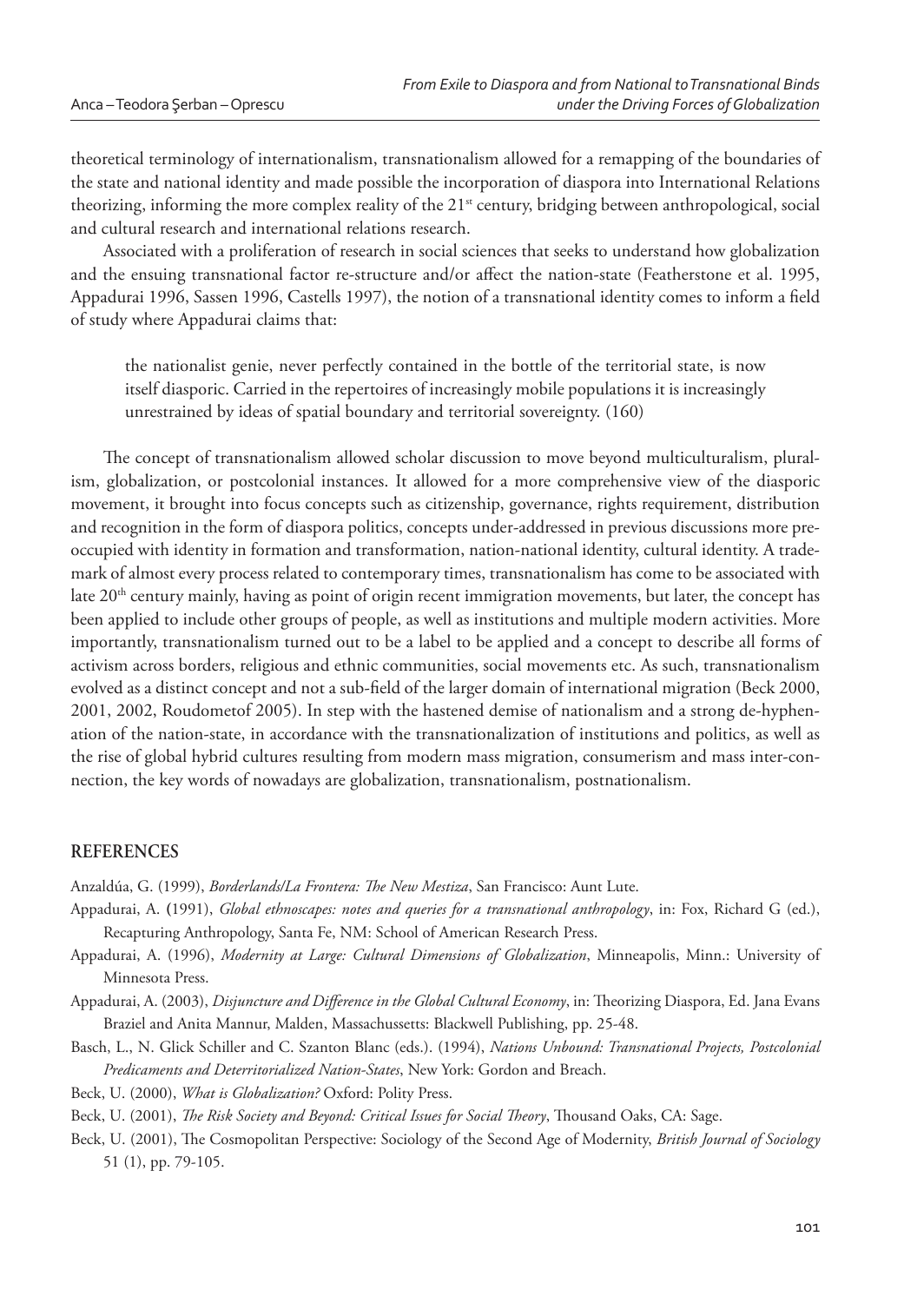theoretical terminology of internationalism, transnationalism allowed for a remapping of the boundaries of the state and national identity and made possible the incorporation of diaspora into International Relations theorizing, informing the more complex reality of the 21st century, bridging between anthropological, social and cultural research and international relations research.

Associated with a proliferation of research in social sciences that seeks to understand how globalization and the ensuing transnational factor re-structure and/or affect the nation-state (Featherstone et al. 1995, Appadurai 1996, Sassen 1996, Castells 1997), the notion of a transnational identity comes to inform a field of study where Appadurai claims that:

> the nationalist genie, never perfectly contained in the bottle of the territorial state, is now itself diasporic. Carried in the repertoires of increasingly mobile populations it is increasingly unrestrained by ideas of spatial boundary and territorial sovereignty. (160)

The concept of transnationalism allowed scholar discussion to move beyond multiculturalism, pluralism, globalization, or postcolonial instances. It allowed for a more comprehensive view of the diasporic movement, it brought into focus concepts such as citizenship, governance, rights requirement, distribution and recognition in the form of diaspora politics, concepts under-addressed in previous discussions more preoccupied with identity in formation and transformation, nation-national identity, cultural identity. A trademark of almost every process related to contemporary times, transnationalism has come to be associated with late 20th century mainly, having as point of origin recent immigration movements, but later, the concept has been applied to include other groups of people, as well as institutions and multiple modern activities. More importantly, transnationalism turned out to be a label to be applied and a concept to describe all forms of activism across borders, religious and ethnic communities, social movements etc. As such, transnationalism evolved as a distinct concept and not a sub-field of the larger domain of international migration (Beck 2000, 2001, 2002, Roudometof 2005). In step with the hastened demise of nationalism and a strong de-hyphenation of the nation-state, in accordance with the transnationalization of institutions and politics, as well as the rise of global hybrid cultures resulting from modern mass migration, consumerism and mass inter-connection, the key words of nowadays are globalization, transnationalism, postnationalism.

## REFERENCES

Anzaldúa, G. (1999), *Borderlands/La Frontera: The New Mestiza*, San Francisco: Aunt Lute.

Appadurai, A. (1991), *Global ethnoscapes: notes and queries for a transnational anthropology*, in: Fox, Richard G (ed.), Recapturing Anthropology, Santa Fe, NM: School of American Research Press.

Appadurai, A. (1996), *Modernity at Large: Cultural Dimensions of Globalization*, Minneapolis, Minn.: University of Minnesota Press.

Appadurai, A. (2003), *Disjuncture and Difference in the Global Cultural Economy*, in: Theorizing Diaspora, Ed. Jana Evans Braziel and Anita Mannur, Malden, Massachussetts: Blackwell Publishing, pp. 25-48.

Basch, L., N. Glick Schiller and C. Szanton Blanc (eds.). (1994), *Nations Unbound: Transnational Projects, Postcolonial Predicaments and Deterritorialized Nation-States*, New York: Gordon and Breach.

Beck, U. (2000), *What is Globalization?* Oxford: Polity Press.

Beck, U. (2001), *The Risk Society and Beyond: Critical Issues for Social Theory*, Thousand Oaks, CA: Sage.

Beck, U. (2001), The Cosmopolitan Perspective: Sociology of the Second Age of Modernity, *British Journal of Sociology* 51 (1), pp. 79-105.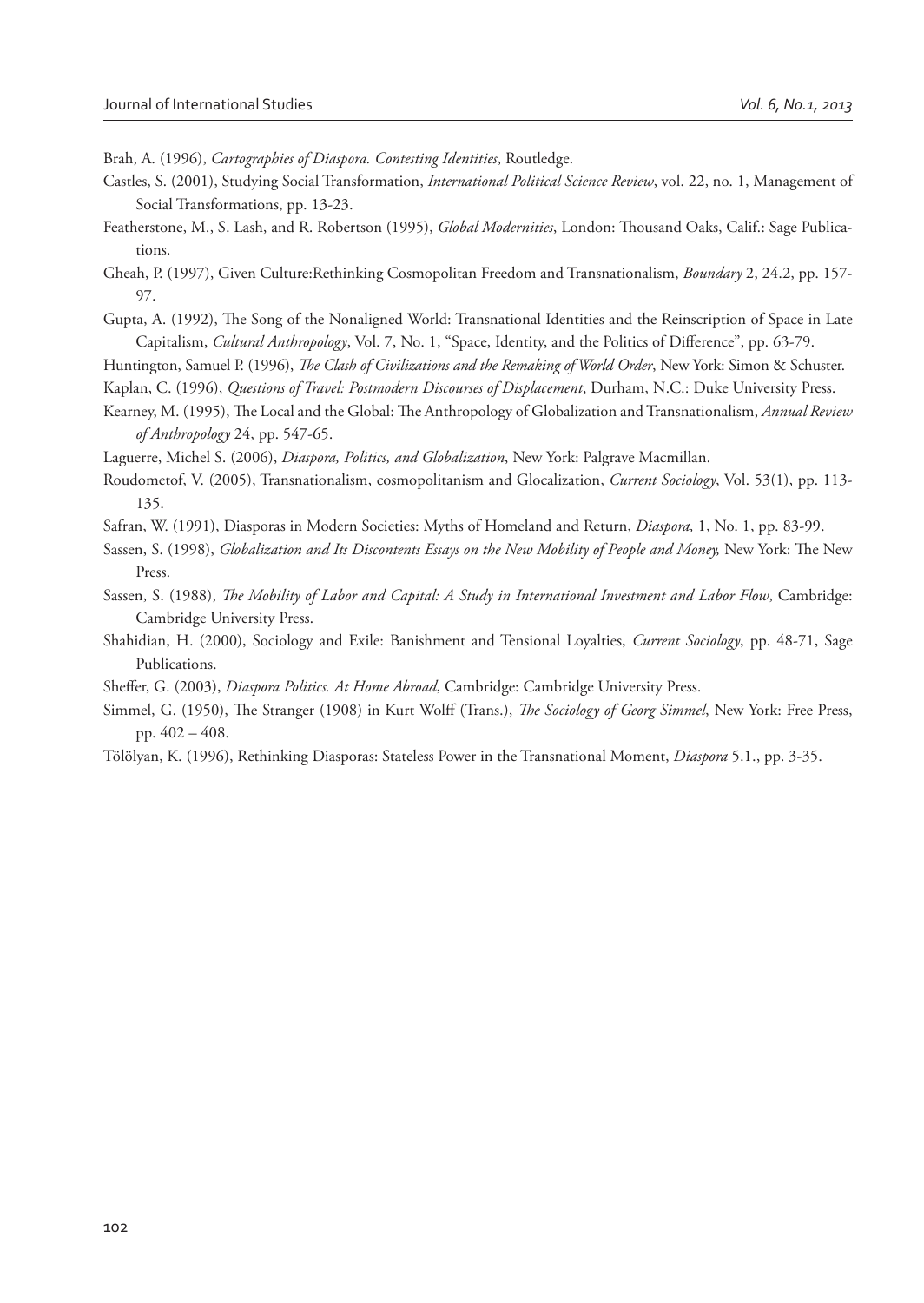Brah, A. (1996), *Cartographies of Diaspora. Contesting Identities*, Routledge.

Castles, S. (2001), Studying Social Transformation, *International Political Science Review*, vol. 22, no. 1, Management of Social Transformations, pp. 13-23.

Featherstone, M., S. Lash, and R. Robertson (1995), *Global Modernities*, London: Thousand Oaks, Calif.: Sage Publications.

Gheah, P. (1997), Given Culture:Rethinking Cosmopolitan Freedom and Transnationalism, *Boundary* 2, 24.2, pp. 157-97.

Gupta, A. (1992), The Song of the Nonaligned World: Transnational Identities and the Reinscription of Space in Late Capitalism, *Cultural Anthropology*, Vol. 7, No. 1, "Space, Identity, and the Politics of Difference", pp. 63-79.

Huntington, Samuel P. (1996), *The Clash of Civilizations and the Remaking of World Order*, New York: Simon & Schuster.

Kaplan, C. (1996), *Questions of Travel: Postmodern Discourses of Displacement*, Durham, N.C.: Duke University Press.

Kearney, M. (1995), The Local and the Global: The Anthropology of Globalization and Transnationalism, *Annual Review of Anthropology* 24, pp. 547-65.

Laguerre, Michel S. (2006), *Diaspora, Politics, and Globalization*, New York: Palgrave Macmillan.

Roudometof, V. (2005), Transnationalism, cosmopolitanism and Glocalization, *Current Sociology*, Vol. 53(1), pp. 113-135.

Safran, W. (1991), Diasporas in Modern Societies: Myths of Homeland and Return, *Diaspora,* 1, No. 1, pp. 83-99.

Sassen, S. (1998), *Globalization and Its Discontents Essays on the New Mobility of People and Money,* New York: The New Press.

Sassen, S. (1988), *The Mobility of Labor and Capital: A Study in International Investment and Labor Flow*, Cambridge: Cambridge University Press.

Shahidian, H. (2000), Sociology and Exile: Banishment and Tensional Loyalties, *Current Sociology*, pp. 48-71, Sage Publications.

Sheffer, G. (2003), *Diaspora Politics. At Home Abroad*, Cambridge: Cambridge University Press.

Simmel, G. (1950), The Stranger (1908) in Kurt Wolff (Trans.), *The Sociology of Georg Simmel*, New York: Free Press, pp. 402 – 408.

Tölölyan, K. (1996), Rethinking Diasporas: Stateless Power in the Transnational Moment, *Diaspora* 5.1., pp. 3-35.